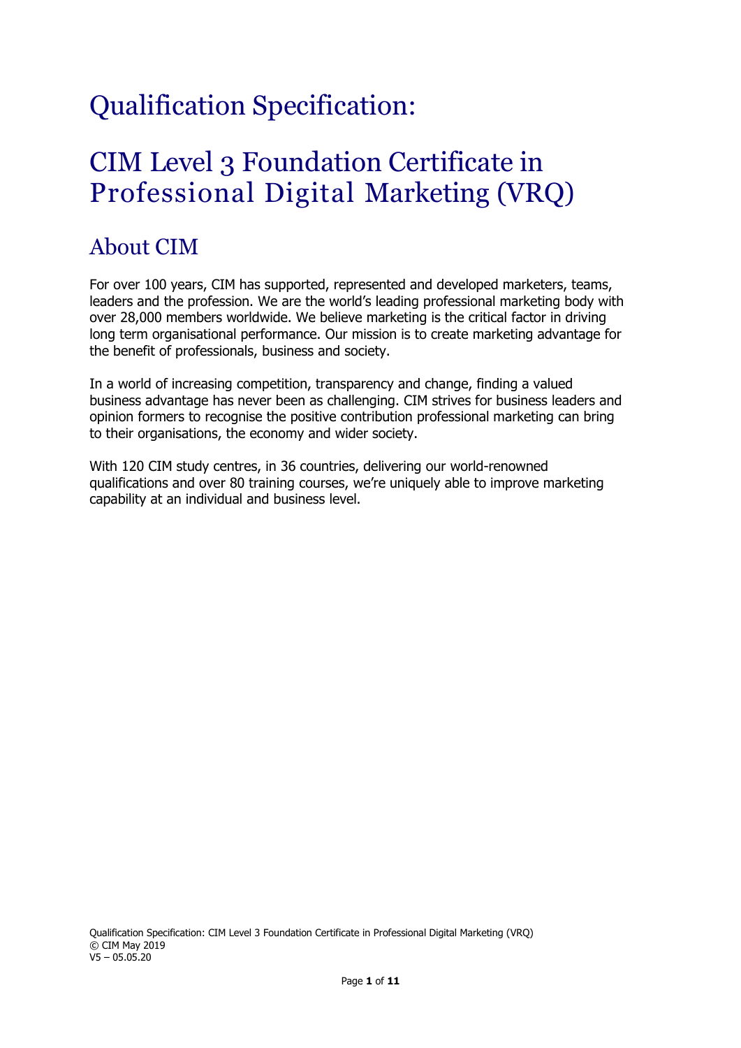# Qualification Specification:

# CIM Level 3 Foundation Certificate in Professional Digital Marketing (VRQ)

## About CIM

For over 100 years, CIM has supported, represented and developed marketers, teams, leaders and the profession. We are the world's leading professional marketing body with over 28,000 members worldwide. We believe marketing is the critical factor in driving long term organisational performance. Our mission is to create marketing advantage for the benefit of professionals, business and society.

In a world of increasing competition, transparency and change, finding a valued business advantage has never been as challenging. CIM strives for business leaders and opinion formers to recognise the positive contribution professional marketing can bring to their organisations, the economy and wider society.

With 120 CIM study centres, in 36 countries, delivering our world-renowned qualifications and over 80 training courses, we're uniquely able to improve marketing capability at an individual and business level.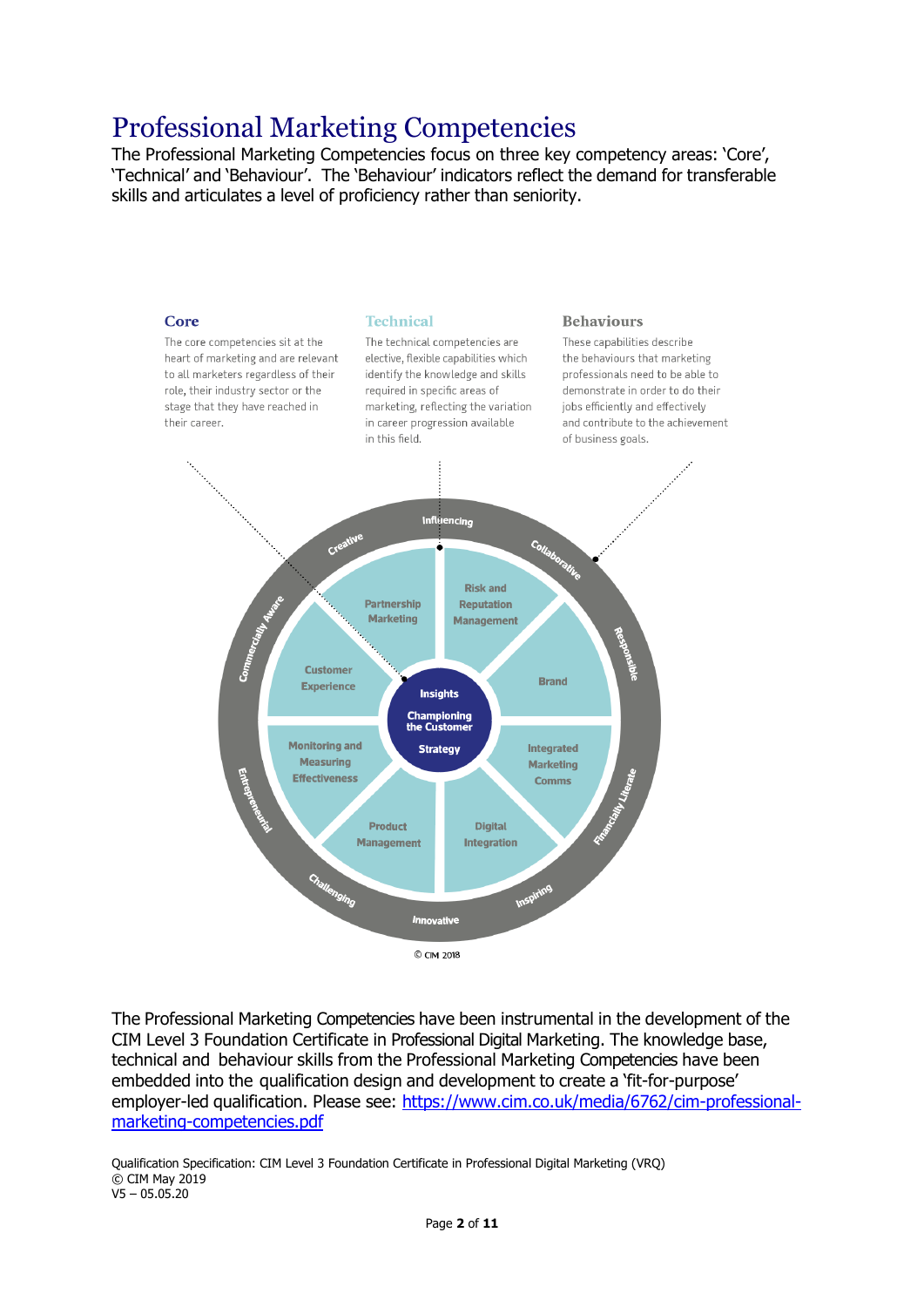# Professional Marketing Competencies

The Professional Marketing Competencies focus on three key competency areas: 'Core', 'Technical' and 'Behaviour'. The 'Behaviour' indicators reflect the demand for transferable skills and articulates a level of proficiency rather than seniority.

**Core**

The core competencies sit at the heart of marketing and are relevant to all marketers regardless of their role, their industry sector or the stage that they have reached in their career.

**Technical**

The technical competencies are elective, flexible capabilities which identify the knowledge and skills required in specific areas of marketing, reflecting the variation in career progression available in this field.

**Behaviours**

These capabilities describe the behaviours that marketing professionals need to be able to demonstrate in order to do their jobs efficiently and effectively and contribute to the achievement of business goals.

Core: Insights, Championing the Customer, Strategy

Technical: Partnership Marketing, Risk and Reputation Management, Brand, Integrated Marketing Comms, Digital Integration, Product Management, Monitoring and Measuring Effectiveness, Customer Experience

Behaviours: Influencing, Collaborative, Responsible, Financially Literate, Inspiring, Innovative, Challenging, Entrepreneurial, Commercially Aware, Creative

© CIM 2018

The Professional Marketing Competencies have been instrumental in the development of the CIM Level 3 Foundation Certificate in Professional Digital Marketing. The knowledge base, technical and behaviour skills from the Professional Marketing Competencies have been embedded into the qualification design and development to create a 'fit-for-purpose' employer-led qualification. Please see: [https://www.cim.co.uk/media/6762/cim-professional-marketing-competencies.pdf](https://www.cim.co.uk/media/6762/cim-professional-marketing-competencies.pdf)

Qualification Specification: CIM Level 3 Foundation Certificate in Professional Digital Marketing (VRQ)
© CIM May 2019
V5 – 05.05.20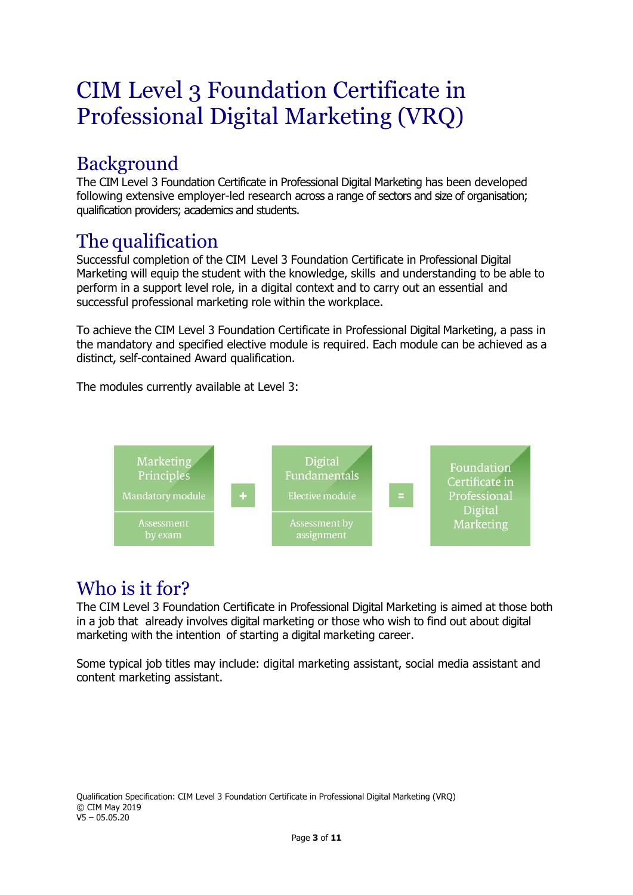# CIM Level 3 Foundation Certificate in Professional Digital Marketing (VRQ)

## Background

The CIM Level 3 Foundation Certificate in Professional Digital Marketing has been developed following extensive employer-led research across a range of sectors and size of organisation; qualification providers; academics and students.

## The qualification

Successful completion of the CIM Level 3 Foundation Certificate in Professional Digital Marketing will equip the student with the knowledge, skills and understanding to be able to perform in a support level role, in a digital context and to carry out an essential and successful professional marketing role within the workplace.

To achieve the CIM Level 3 Foundation Certificate in Professional Digital Marketing, a pass in the mandatory and specified elective module is required. Each module can be achieved as a distinct, self-contained Award qualification.

The modules currently available at Level 3:

| Marketing Principles | + | Digital Fundamentals | = | Foundation Certificate in Professional Digital Marketing |
|---|---|---|---|---|
| Mandatory module | | Elective module | | |
| Assessment by exam | | Assessment by assignment | | |

## Who is it for?

The CIM Level 3 Foundation Certificate in Professional Digital Marketing is aimed at those both in a job that already involves digital marketing or those who wish to find out about digital marketing with the intention of starting a digital marketing career.

Some typical job titles may include: digital marketing assistant, social media assistant and content marketing assistant.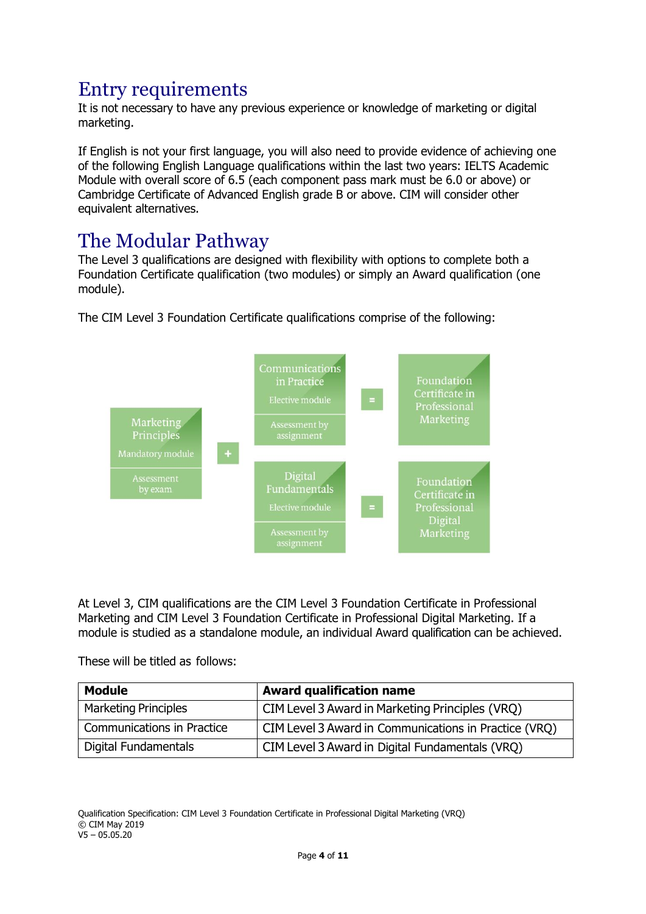# Entry requirements

It is not necessary to have any previous experience or knowledge of marketing or digital marketing.

If English is not your first language, you will also need to provide evidence of achieving one of the following English Language qualifications within the last two years: IELTS Academic Module with overall score of 6.5 (each component pass mark must be 6.0 or above) or Cambridge Certificate of Advanced English grade B or above. CIM will consider other equivalent alternatives.

# The Modular Pathway

The Level 3 qualifications are designed with flexibility with options to complete both a Foundation Certificate qualification (two modules) or simply an Award qualification (one module).

The CIM Level 3 Foundation Certificate qualifications comprise of the following:

Marketing Principles
Mandatory module
Assessment by exam

+

Communications in Practice
Elective module
Assessment by assignment

=

Foundation Certificate in Professional Marketing

Digital Fundamentals
Elective module
Assessment by assignment

=

Foundation Certificate in Professional Digital Marketing

At Level 3, CIM qualifications are the CIM Level 3 Foundation Certificate in Professional Marketing and CIM Level 3 Foundation Certificate in Professional Digital Marketing. If a module is studied as a standalone module, an individual Award qualification can be achieved.

These will be titled as follows:

| Module | Award qualification name |
|---|---|
| Marketing Principles | CIM Level 3 Award in Marketing Principles (VRQ) |
| Communications in Practice | CIM Level 3 Award in Communications in Practice (VRQ) |
| Digital Fundamentals | CIM Level 3 Award in Digital Fundamentals (VRQ) |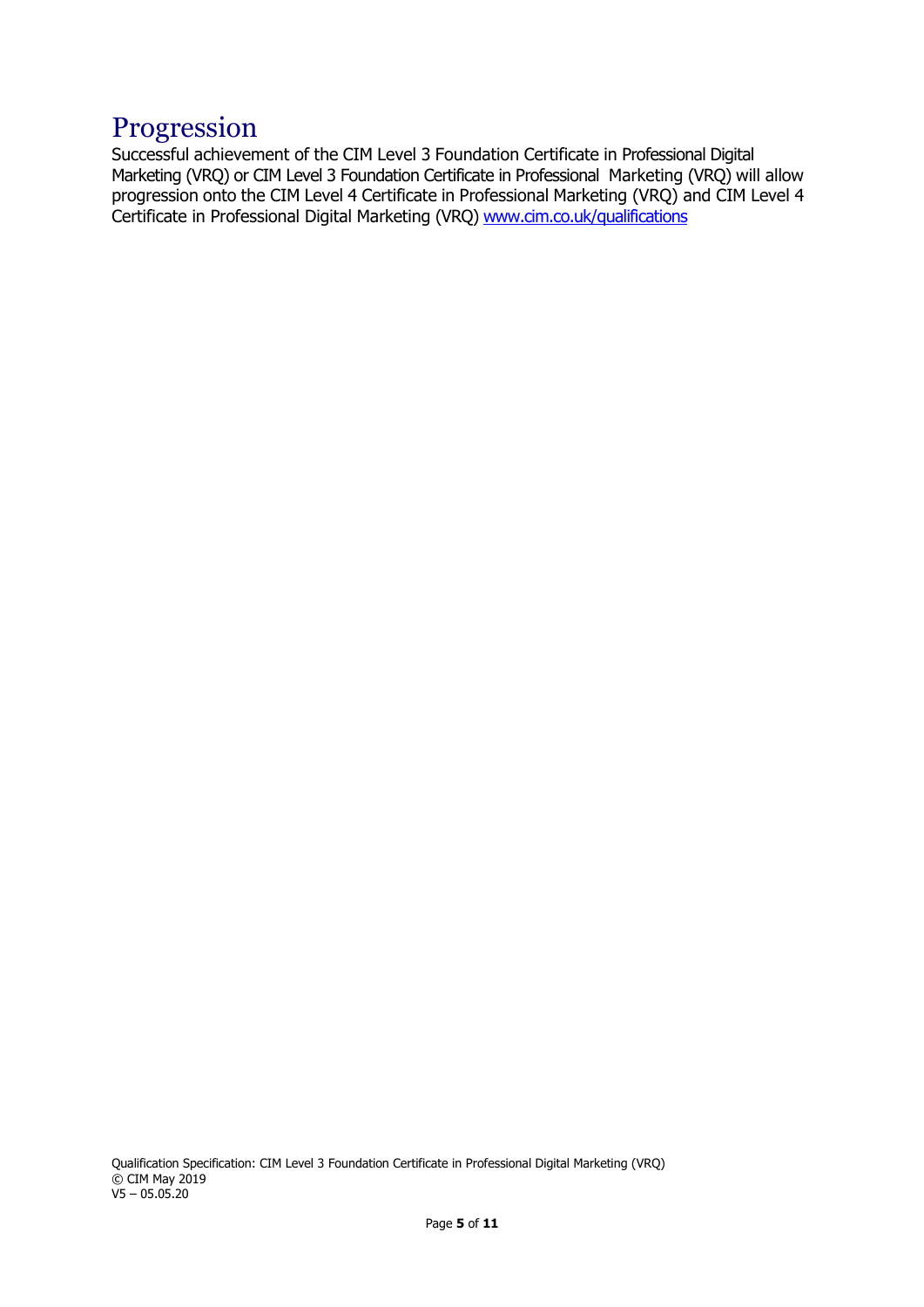# Progression

Successful achievement of the CIM Level 3 Foundation Certificate in Professional Digital Marketing (VRQ) or CIM Level 3 Foundation Certificate in Professional Marketing (VRQ) will allow progression onto the CIM Level 4 Certificate in Professional Marketing (VRQ) and CIM Level 4 Certificate in Professional Digital Marketing (VRQ) [www.cim.co.uk/qualifications](www.cim.co.uk/qualifications)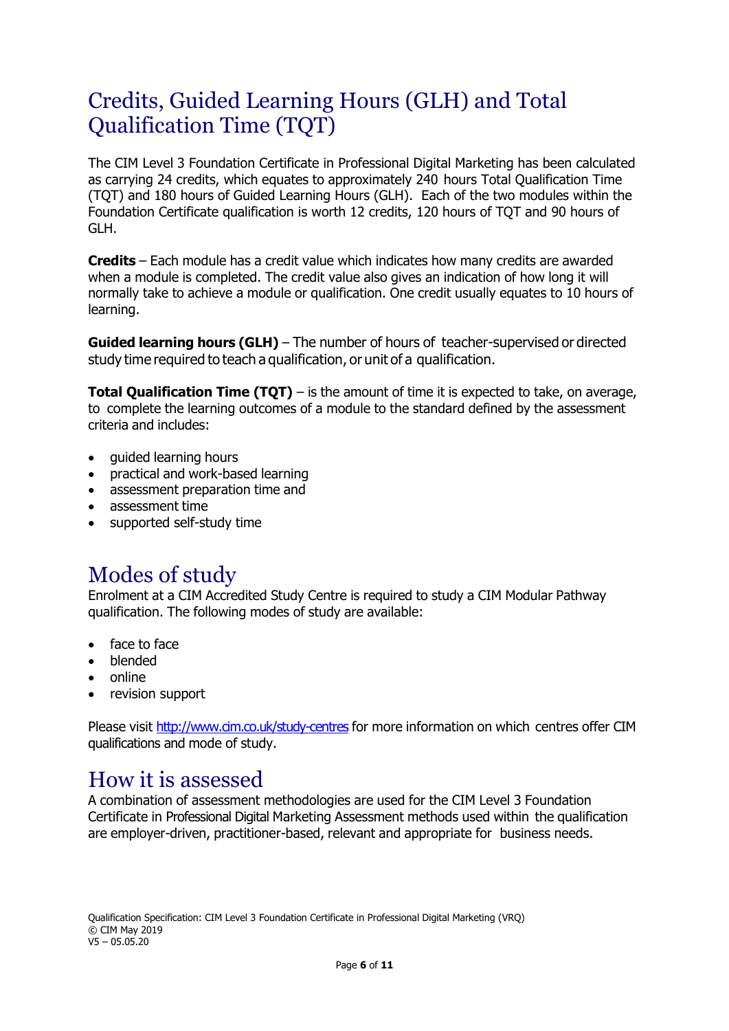## Credits, Guided Learning Hours (GLH) and Total Qualification Time (TQT)

The CIM Level 3 Foundation Certificate in Professional Digital Marketing has been calculated as carrying 24 credits, which equates to approximately 240 hours Total Qualification Time (TQT) and 180 hours of Guided Learning Hours (GLH). Each of the two modules within the Foundation Certificate qualification is worth 12 credits, 120 hours of TQT and 90 hours of GLH.

**Credits** – Each module has a credit value which indicates how many credits are awarded when a module is completed. The credit value also gives an indication of how long it will normally take to achieve a module or qualification. One credit usually equates to 10 hours of learning.

**Guided learning hours (GLH)** – The number of hours of teacher-supervised or directed study time required to teach a qualification, or unit of a qualification.

**Total Qualification Time (TQT)** – is the amount of time it is expected to take, on average, to complete the learning outcomes of a module to the standard defined by the assessment criteria and includes:

- guided learning hours
- practical and work-based learning
- assessment preparation time and
- assessment time
- supported self-study time

## Modes of study

Enrolment at a CIM Accredited Study Centre is required to study a CIM Modular Pathway qualification. The following modes of study are available:

- face to face
- blended
- online
- revision support

Please visit http://www.cim.co.uk/study-centres for more information on which centres offer CIM qualifications and mode of study.

## How it is assessed

A combination of assessment methodologies are used for the CIM Level 3 Foundation Certificate in Professional Digital Marketing Assessment methods used within the qualification are employer-driven, practitioner-based, relevant and appropriate for business needs.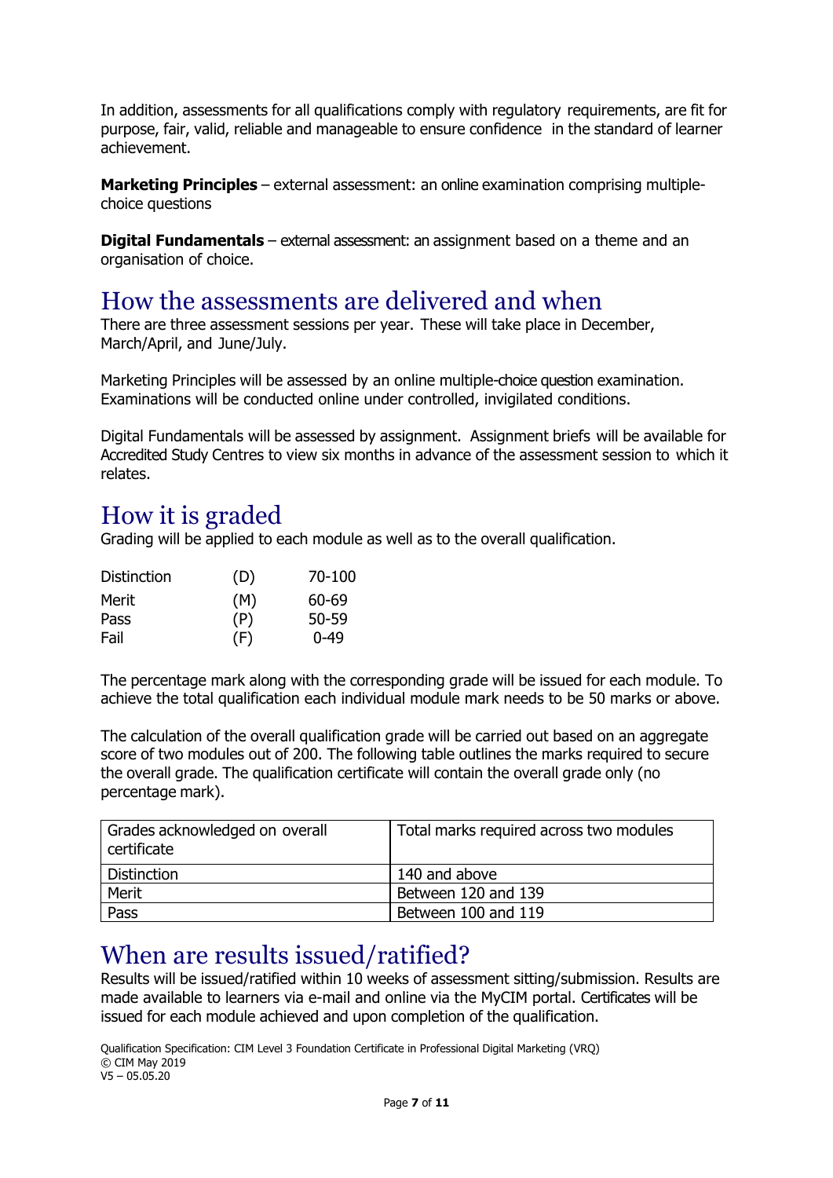In addition, assessments for all qualifications comply with regulatory requirements, are fit for purpose, fair, valid, reliable and manageable to ensure confidence in the standard of learner achievement.

**Marketing Principles** – external assessment: an online examination comprising multiple-choice questions

**Digital Fundamentals** – external assessment: an assignment based on a theme and an organisation of choice.

## How the assessments are delivered and when

There are three assessment sessions per year. These will take place in December, March/April, and June/July.

Marketing Principles will be assessed by an online multiple-choice question examination. Examinations will be conducted online under controlled, invigilated conditions.

Digital Fundamentals will be assessed by assignment. Assignment briefs will be available for Accredited Study Centres to view six months in advance of the assessment session to which it relates.

## How it is graded

Grading will be applied to each module as well as to the overall qualification.

| | | |
|---|---|---|
| Distinction | (D) | 70-100 |
| Merit | (M) | 60-69 |
| Pass | (P) | 50-59 |
| Fail | (F) | 0-49 |

The percentage mark along with the corresponding grade will be issued for each module. To achieve the total qualification each individual module mark needs to be 50 marks or above.

The calculation of the overall qualification grade will be carried out based on an aggregate score of two modules out of 200. The following table outlines the marks required to secure the overall grade. The qualification certificate will contain the overall grade only (no percentage mark).

| Grades acknowledged on overall certificate | Total marks required across two modules |
|---|---|
| Distinction | 140 and above |
| Merit | Between 120 and 139 |
| Pass | Between 100 and 119 |

## When are results issued/ratified?

Results will be issued/ratified within 10 weeks of assessment sitting/submission. Results are made available to learners via e-mail and online via the MyCIM portal. Certificates will be issued for each module achieved and upon completion of the qualification.

Qualification Specification: CIM Level 3 Foundation Certificate in Professional Digital Marketing (VRQ)
© CIM May 2019
V5 – 05.05.20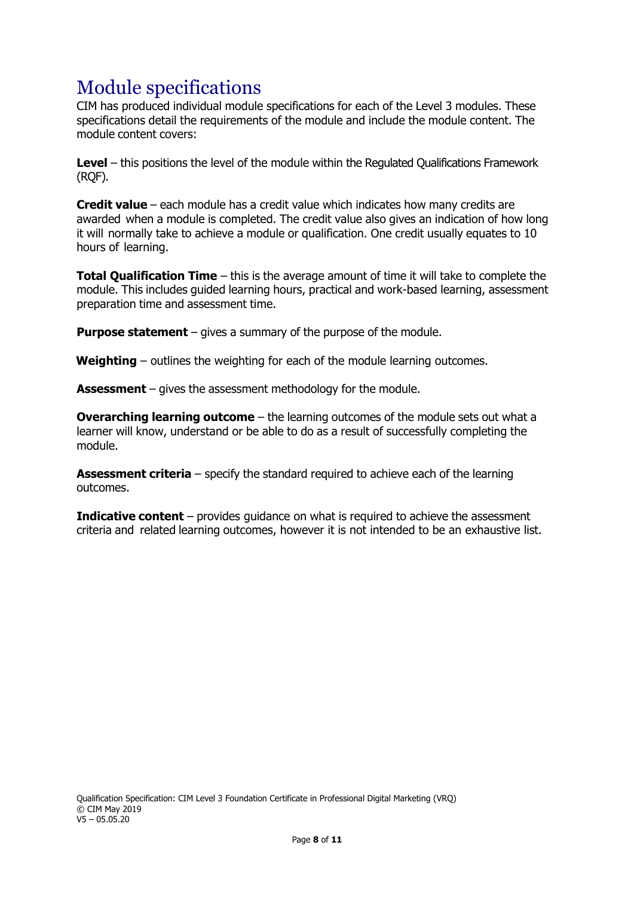# Module specifications

CIM has produced individual module specifications for each of the Level 3 modules. These specifications detail the requirements of the module and include the module content. The module content covers:

**Level** – this positions the level of the module within the Regulated Qualifications Framework (RQF).

**Credit value** – each module has a credit value which indicates how many credits are awarded when a module is completed. The credit value also gives an indication of how long it will normally take to achieve a module or qualification. One credit usually equates to 10 hours of learning.

**Total Qualification Time** – this is the average amount of time it will take to complete the module. This includes guided learning hours, practical and work-based learning, assessment preparation time and assessment time.

**Purpose statement** – gives a summary of the purpose of the module.

**Weighting** – outlines the weighting for each of the module learning outcomes.

**Assessment** – gives the assessment methodology for the module.

**Overarching learning outcome** – the learning outcomes of the module sets out what a learner will know, understand or be able to do as a result of successfully completing the module.

**Assessment criteria** – specify the standard required to achieve each of the learning outcomes.

**Indicative content** – provides guidance on what is required to achieve the assessment criteria and related learning outcomes, however it is not intended to be an exhaustive list.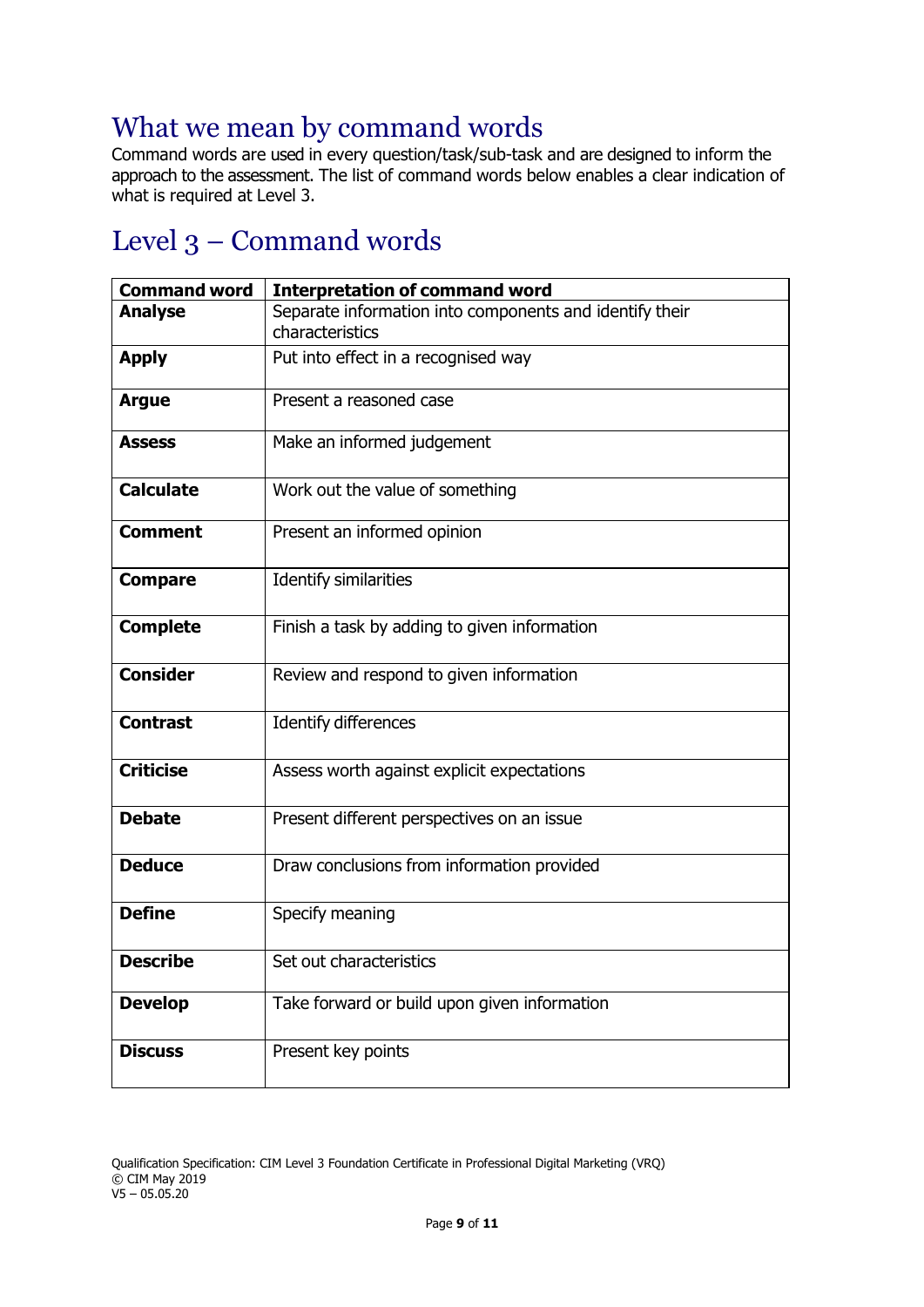# What we mean by command words

Command words are used in every question/task/sub-task and are designed to inform the approach to the assessment. The list of command words below enables a clear indication of what is required at Level 3.

# Level 3 – Command words

| Command word | Interpretation of command word |
|---|---|
| **Analyse** | Separate information into components and identify their characteristics |
| **Apply** | Put into effect in a recognised way |
| **Argue** | Present a reasoned case |
| **Assess** | Make an informed judgement |
| **Calculate** | Work out the value of something |
| **Comment** | Present an informed opinion |
| **Compare** | Identify similarities |
| **Complete** | Finish a task by adding to given information |
| **Consider** | Review and respond to given information |
| **Contrast** | Identify differences |
| **Criticise** | Assess worth against explicit expectations |
| **Debate** | Present different perspectives on an issue |
| **Deduce** | Draw conclusions from information provided |
| **Define** | Specify meaning |
| **Describe** | Set out characteristics |
| **Develop** | Take forward or build upon given information |
| **Discuss** | Present key points |

Qualification Specification: CIM Level 3 Foundation Certificate in Professional Digital Marketing (VRQ)
© CIM May 2019
V5 – 05.05.20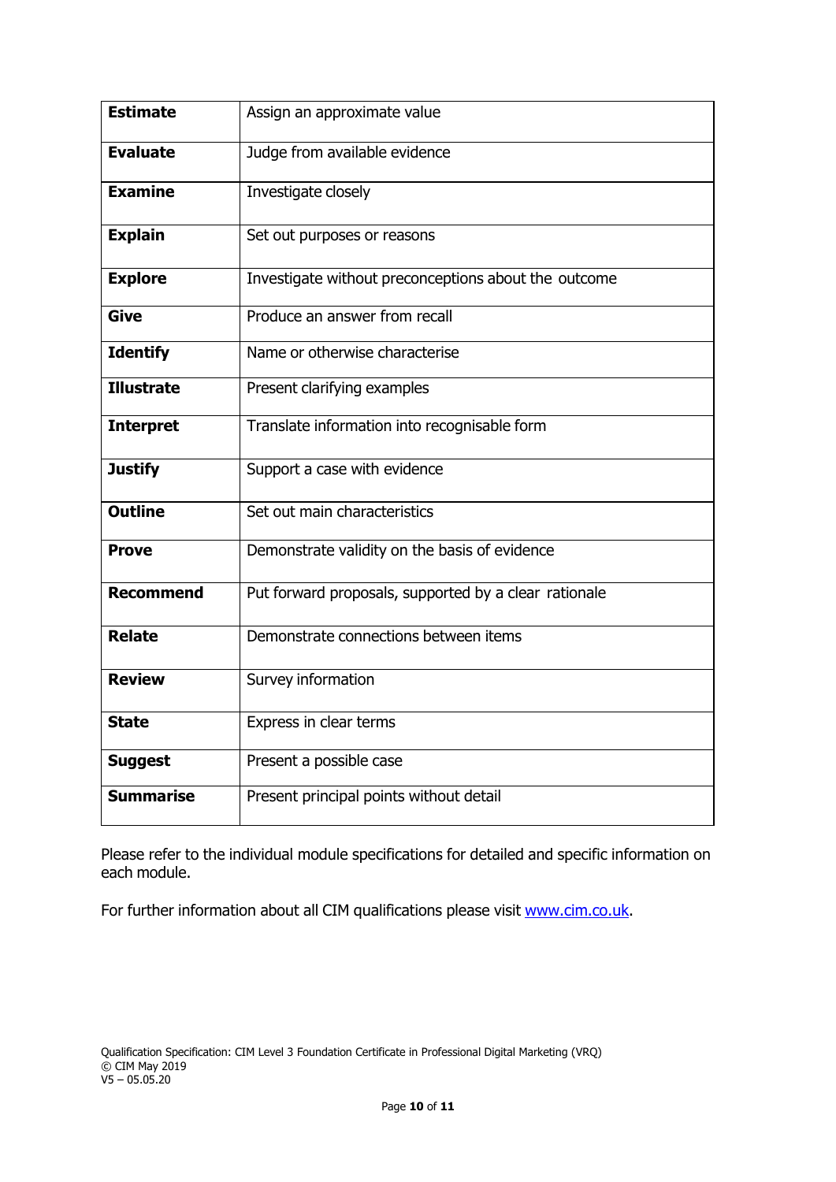| **Estimate** | Assign an approximate value |
| --- | --- |
| **Evaluate** | Judge from available evidence |
| **Examine** | Investigate closely |
| **Explain** | Set out purposes or reasons |
| **Explore** | Investigate without preconceptions about the outcome |
| **Give** | Produce an answer from recall |
| **Identify** | Name or otherwise characterise |
| **Illustrate** | Present clarifying examples |
| **Interpret** | Translate information into recognisable form |
| **Justify** | Support a case with evidence |
| **Outline** | Set out main characteristics |
| **Prove** | Demonstrate validity on the basis of evidence |
| **Recommend** | Put forward proposals, supported by a clear rationale |
| **Relate** | Demonstrate connections between items |
| **Review** | Survey information |
| **State** | Express in clear terms |
| **Suggest** | Present a possible case |
| **Summarise** | Present principal points without detail |

Please refer to the individual module specifications for detailed and specific information on each module.

For further information about all CIM qualifications please visit [www.cim.co.uk](www.cim.co.uk).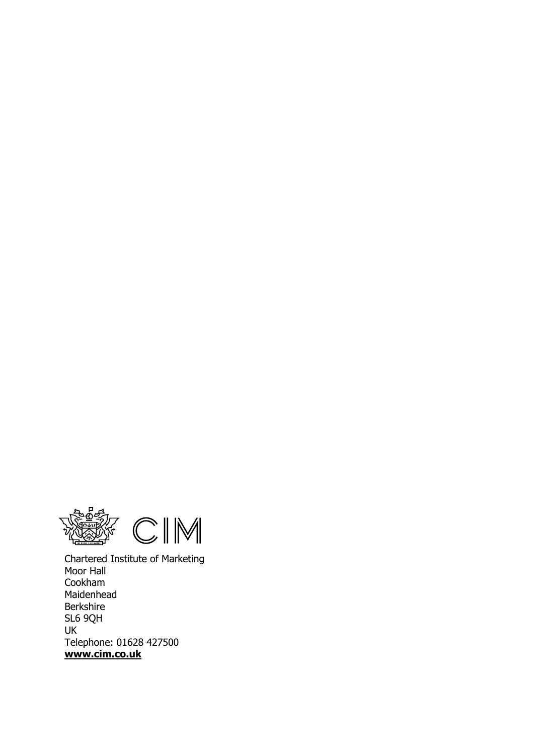CIM

Chartered Institute of Marketing
Moor Hall
Cookham
Maidenhead
Berkshire
SL6 9QH
UK
Telephone: 01628 427500
**www.cim.co.uk**